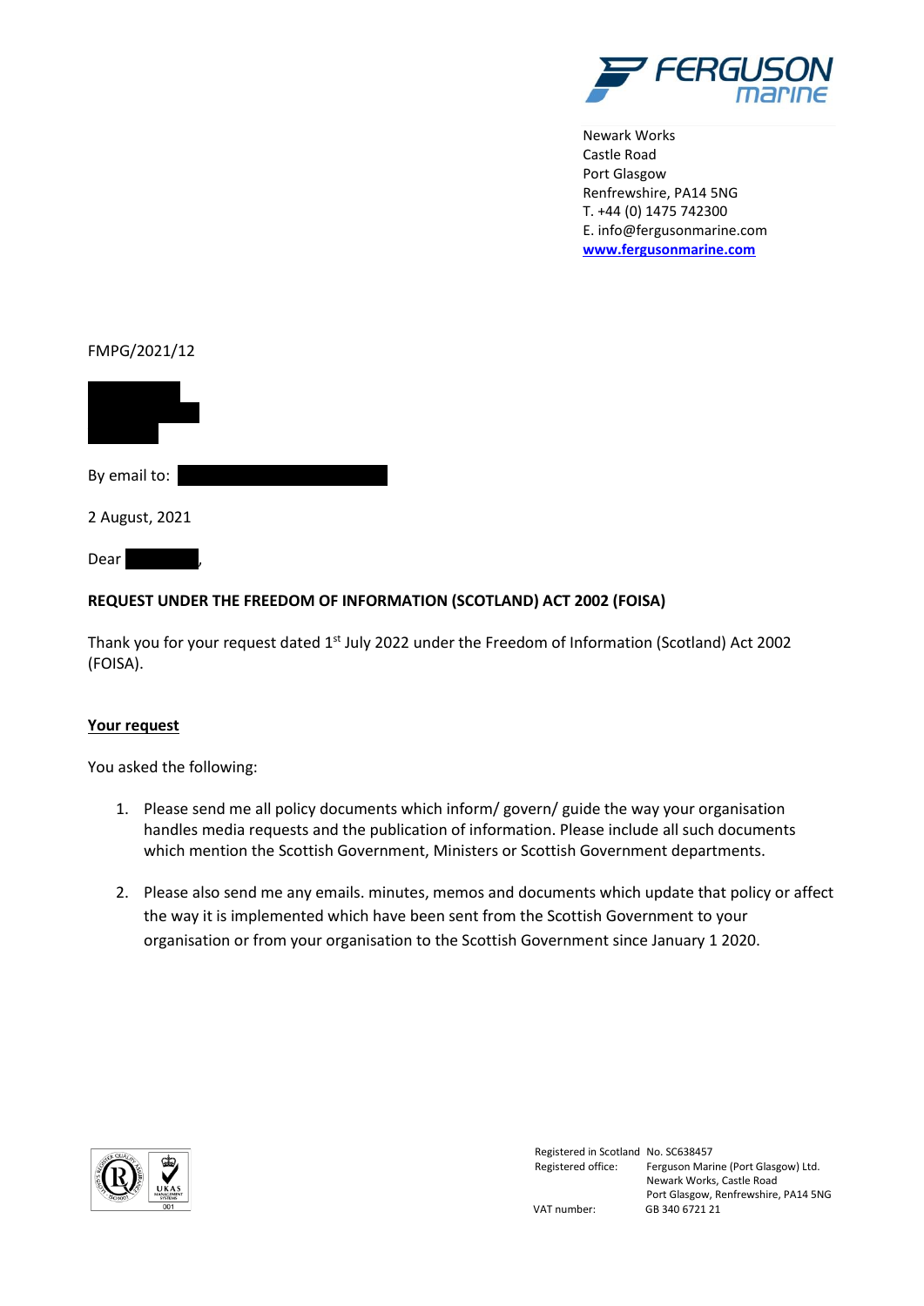FERGUSON marine

Newark Works
Castle Road
Port Glasgow
Renfrewshire, PA14 5NG
T. +44 (0) 1475 742300
E. info@fergusonmarine.com
www.fergusonmarine.com

FMPG/2021/12

By email to:

2 August, 2021

Dear ,

**REQUEST UNDER THE FREEDOM OF INFORMATION (SCOTLAND) ACT 2002 (FOISA)**

Thank you for your request dated 1st July 2022 under the Freedom of Information (Scotland) Act 2002 (FOISA).

**Your request**

You asked the following:

1. Please send me all policy documents which inform/ govern/ guide the way your organisation handles media requests and the publication of information. Please include all such documents which mention the Scottish Government, Ministers or Scottish Government departments.

2. Please also send me any emails. minutes, memos and documents which update that policy or affect the way it is implemented which have been sent from the Scottish Government to your organisation or from your organisation to the Scottish Government since January 1 2020.

Registered in Scotland No. SC638457
Registered office: Ferguson Marine (Port Glasgow) Ltd.
Newark Works, Castle Road
Port Glasgow, Renfrewshire, PA14 5NG
VAT number: GB 340 6721 21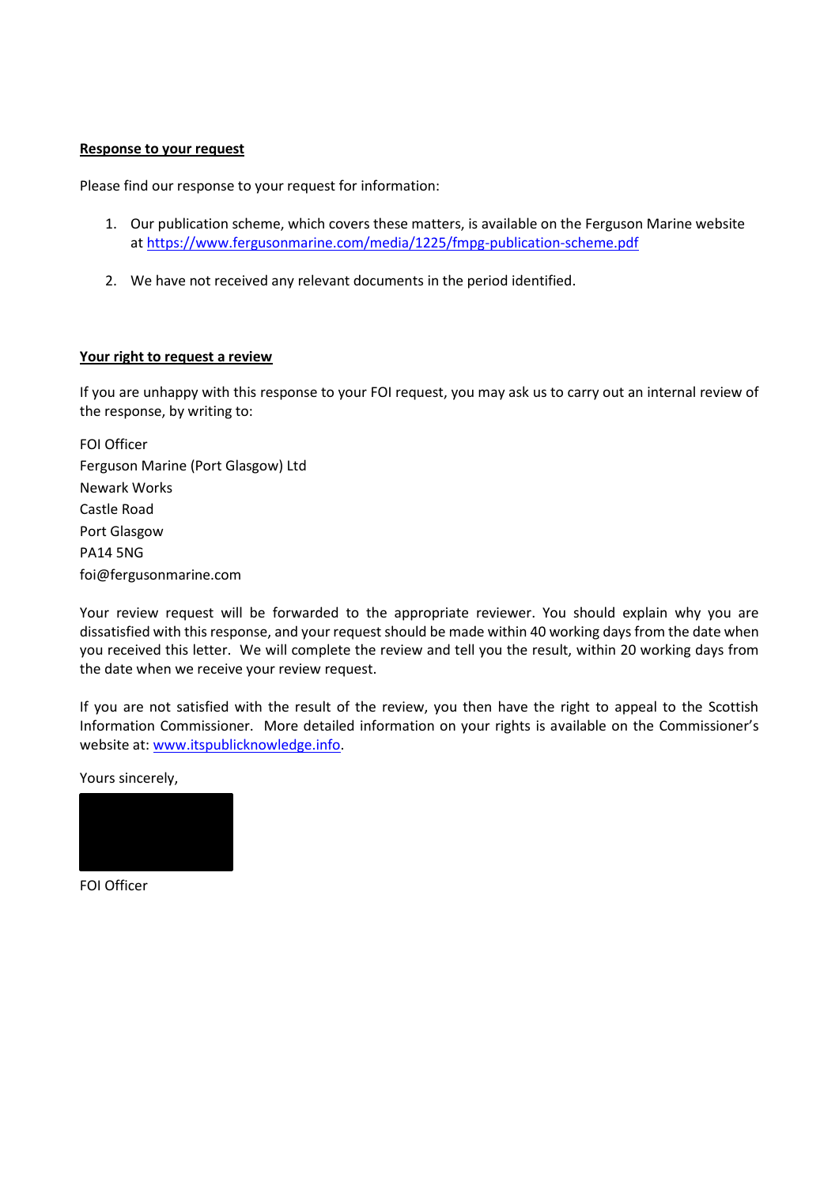**Response to your request**

Please find our response to your request for information:

1. Our publication scheme, which covers these matters, is available on the Ferguson Marine website at https://www.fergusonmarine.com/media/1225/fmpg-publication-scheme.pdf

2. We have not received any relevant documents in the period identified.

**Your right to request a review**

If you are unhappy with this response to your FOI request, you may ask us to carry out an internal review of the response, by writing to:

FOI Officer
Ferguson Marine (Port Glasgow) Ltd
Newark Works
Castle Road
Port Glasgow
PA14 5NG
foi@fergusonmarine.com

Your review request will be forwarded to the appropriate reviewer. You should explain why you are dissatisfied with this response, and your request should be made within 40 working days from the date when you received this letter. We will complete the review and tell you the result, within 20 working days from the date when we receive your review request.

If you are not satisfied with the result of the review, you then have the right to appeal to the Scottish Information Commissioner. More detailed information on your rights is available on the Commissioner's website at: www.itspublicknowledge.info.

Yours sincerely,

FOI Officer